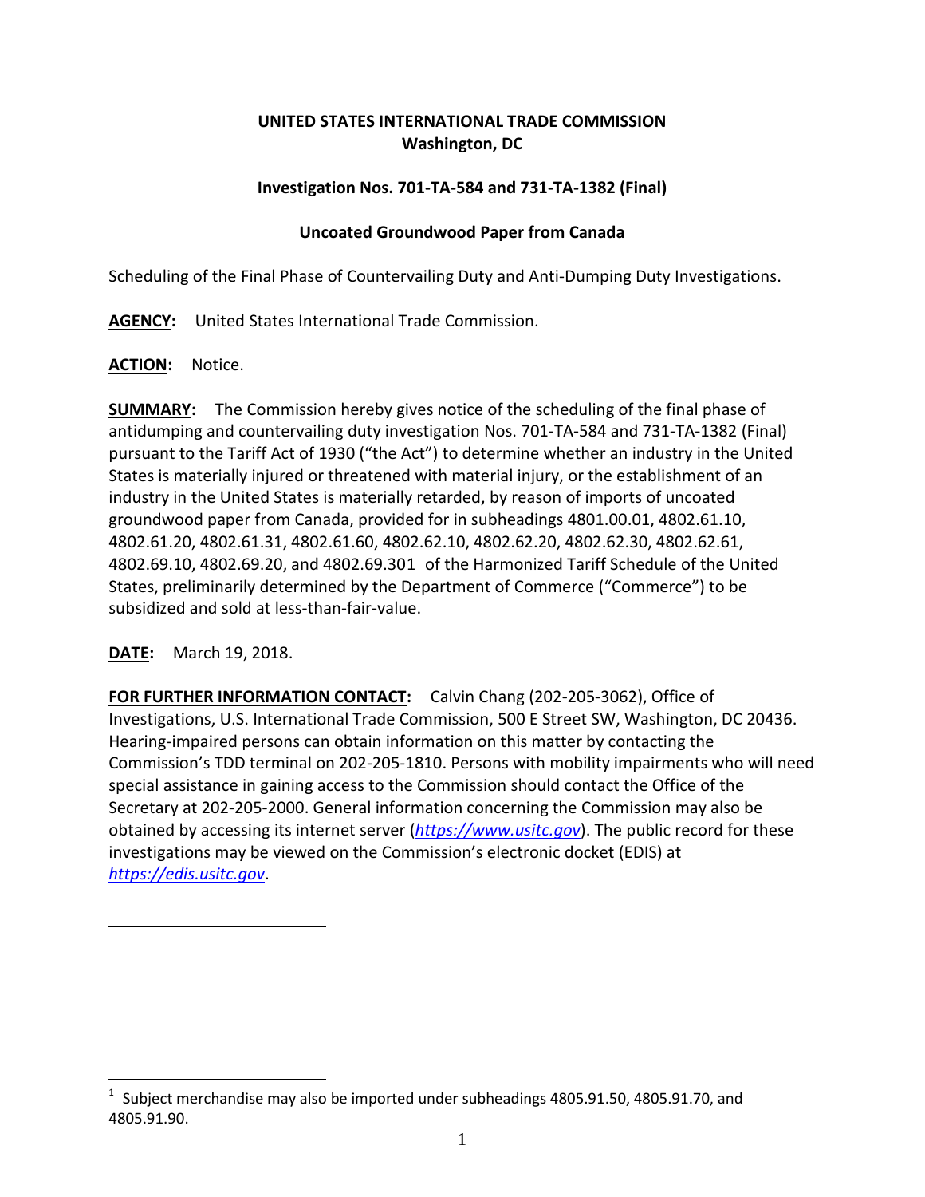**UNITED STATES INTERNATIONAL TRADE COMMISSION**
**Washington, DC**

**Investigation Nos. 701-TA-584 and 731-TA-1382 (Final)**

**Uncoated Groundwood Paper from Canada**

Scheduling of the Final Phase of Countervailing Duty and Anti-Dumping Duty Investigations.

**AGENCY:** United States International Trade Commission.

**ACTION:** Notice.

**SUMMARY:** The Commission hereby gives notice of the scheduling of the final phase of antidumping and countervailing duty investigation Nos. 701-TA-584 and 731-TA-1382 (Final) pursuant to the Tariff Act of 1930 ("the Act") to determine whether an industry in the United States is materially injured or threatened with material injury, or the establishment of an industry in the United States is materially retarded, by reason of imports of uncoated groundwood paper from Canada, provided for in subheadings 4801.00.01, 4802.61.10, 4802.61.20, 4802.61.31, 4802.61.60, 4802.62.10, 4802.62.20, 4802.62.30, 4802.62.61, 4802.69.10, 4802.69.20, and 4802.69.30[1] of the Harmonized Tariff Schedule of the United States, preliminarily determined by the Department of Commerce ("Commerce") to be subsidized and sold at less-than-fair-value.

**DATE:** March 19, 2018.

**FOR FURTHER INFORMATION CONTACT:** Calvin Chang (202-205-3062), Office of Investigations, U.S. International Trade Commission, 500 E Street SW, Washington, DC 20436. Hearing-impaired persons can obtain information on this matter by contacting the Commission's TDD terminal on 202-205-1810. Persons with mobility impairments who will need special assistance in gaining access to the Commission should contact the Office of the Secretary at 202-205-2000. General information concerning the Commission may also be obtained by accessing its internet server (*https://www.usitc.gov*). The public record for these investigations may be viewed on the Commission's electronic docket (EDIS) at *https://edis.usitc.gov*.

---

[1] Subject merchandise may also be imported under subheadings 4805.91.50, 4805.91.70, and 4805.91.90.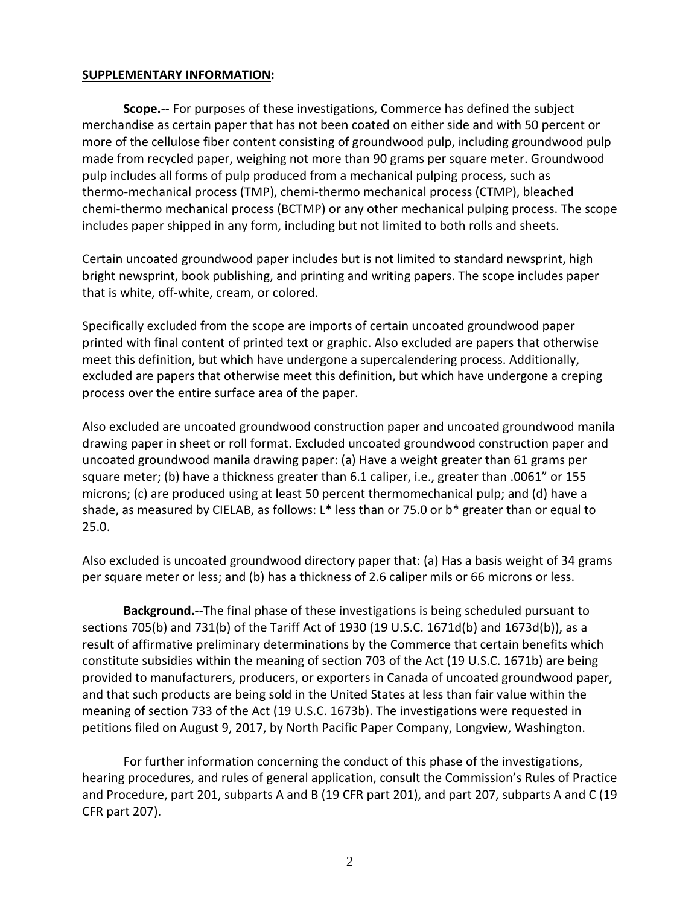**SUPPLEMENTARY INFORMATION:**

**Scope.**-- For purposes of these investigations, Commerce has defined the subject merchandise as certain paper that has not been coated on either side and with 50 percent or more of the cellulose fiber content consisting of groundwood pulp, including groundwood pulp made from recycled paper, weighing not more than 90 grams per square meter. Groundwood pulp includes all forms of pulp produced from a mechanical pulping process, such as thermo-mechanical process (TMP), chemi-thermo mechanical process (CTMP), bleached chemi-thermo mechanical process (BCTMP) or any other mechanical pulping process. The scope includes paper shipped in any form, including but not limited to both rolls and sheets.

Certain uncoated groundwood paper includes but is not limited to standard newsprint, high bright newsprint, book publishing, and printing and writing papers. The scope includes paper that is white, off-white, cream, or colored.

Specifically excluded from the scope are imports of certain uncoated groundwood paper printed with final content of printed text or graphic. Also excluded are papers that otherwise meet this definition, but which have undergone a supercalendering process. Additionally, excluded are papers that otherwise meet this definition, but which have undergone a creping process over the entire surface area of the paper.

Also excluded are uncoated groundwood construction paper and uncoated groundwood manila drawing paper in sheet or roll format. Excluded uncoated groundwood construction paper and uncoated groundwood manila drawing paper: (a) Have a weight greater than 61 grams per square meter; (b) have a thickness greater than 6.1 caliper, i.e., greater than .0061" or 155 microns; (c) are produced using at least 50 percent thermomechanical pulp; and (d) have a shade, as measured by CIELAB, as follows: L* less than or 75.0 or b* greater than or equal to 25.0.

Also excluded is uncoated groundwood directory paper that: (a) Has a basis weight of 34 grams per square meter or less; and (b) has a thickness of 2.6 caliper mils or 66 microns or less.

**Background.**--The final phase of these investigations is being scheduled pursuant to sections 705(b) and 731(b) of the Tariff Act of 1930 (19 U.S.C. 1671d(b) and 1673d(b)), as a result of affirmative preliminary determinations by the Commerce that certain benefits which constitute subsidies within the meaning of section 703 of the Act (19 U.S.C. 1671b) are being provided to manufacturers, producers, or exporters in Canada of uncoated groundwood paper, and that such products are being sold in the United States at less than fair value within the meaning of section 733 of the Act (19 U.S.C. 1673b). The investigations were requested in petitions filed on August 9, 2017, by North Pacific Paper Company, Longview, Washington.

For further information concerning the conduct of this phase of the investigations, hearing procedures, and rules of general application, consult the Commission's Rules of Practice and Procedure, part 201, subparts A and B (19 CFR part 201), and part 207, subparts A and C (19 CFR part 207).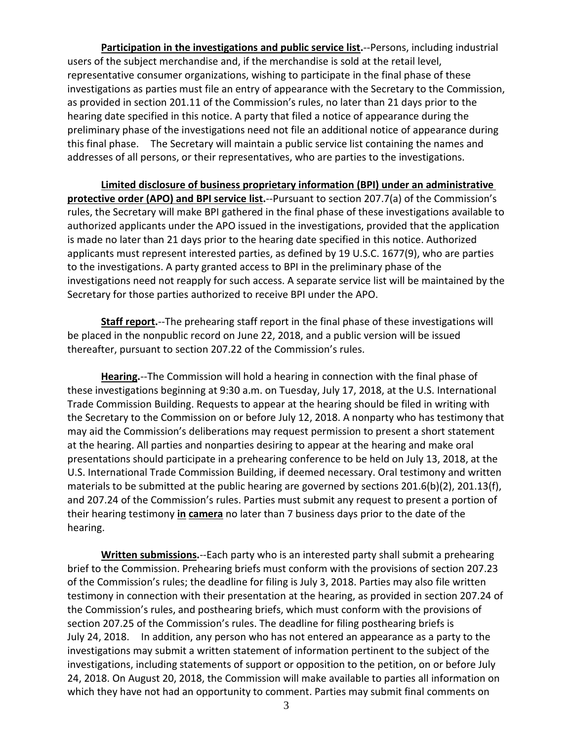**Participation in the investigations and public service list.**--Persons, including industrial users of the subject merchandise and, if the merchandise is sold at the retail level, representative consumer organizations, wishing to participate in the final phase of these investigations as parties must file an entry of appearance with the Secretary to the Commission, as provided in section 201.11 of the Commission's rules, no later than 21 days prior to the hearing date specified in this notice. A party that filed a notice of appearance during the preliminary phase of the investigations need not file an additional notice of appearance during this final phase. The Secretary will maintain a public service list containing the names and addresses of all persons, or their representatives, who are parties to the investigations.

**Limited disclosure of business proprietary information (BPI) under an administrative protective order (APO) and BPI service list.**--Pursuant to section 207.7(a) of the Commission's rules, the Secretary will make BPI gathered in the final phase of these investigations available to authorized applicants under the APO issued in the investigations, provided that the application is made no later than 21 days prior to the hearing date specified in this notice. Authorized applicants must represent interested parties, as defined by 19 U.S.C. 1677(9), who are parties to the investigations. A party granted access to BPI in the preliminary phase of the investigations need not reapply for such access. A separate service list will be maintained by the Secretary for those parties authorized to receive BPI under the APO.

**Staff report.**--The prehearing staff report in the final phase of these investigations will be placed in the nonpublic record on June 22, 2018, and a public version will be issued thereafter, pursuant to section 207.22 of the Commission's rules.

**Hearing.**--The Commission will hold a hearing in connection with the final phase of these investigations beginning at 9:30 a.m. on Tuesday, July 17, 2018, at the U.S. International Trade Commission Building. Requests to appear at the hearing should be filed in writing with the Secretary to the Commission on or before July 12, 2018. A nonparty who has testimony that may aid the Commission's deliberations may request permission to present a short statement at the hearing. All parties and nonparties desiring to appear at the hearing and make oral presentations should participate in a prehearing conference to be held on July 13, 2018, at the U.S. International Trade Commission Building, if deemed necessary. Oral testimony and written materials to be submitted at the public hearing are governed by sections 201.6(b)(2), 201.13(f), and 207.24 of the Commission's rules. Parties must submit any request to present a portion of their hearing testimony ***in camera*** no later than 7 business days prior to the date of the hearing.

**Written submissions.**--Each party who is an interested party shall submit a prehearing brief to the Commission. Prehearing briefs must conform with the provisions of section 207.23 of the Commission's rules; the deadline for filing is July 3, 2018. Parties may also file written testimony in connection with their presentation at the hearing, as provided in section 207.24 of the Commission's rules, and posthearing briefs, which must conform with the provisions of section 207.25 of the Commission's rules. The deadline for filing posthearing briefs is July 24, 2018. In addition, any person who has not entered an appearance as a party to the investigations may submit a written statement of information pertinent to the subject of the investigations, including statements of support or opposition to the petition, on or before July 24, 2018. On August 20, 2018, the Commission will make available to parties all information on which they have not had an opportunity to comment. Parties may submit final comments on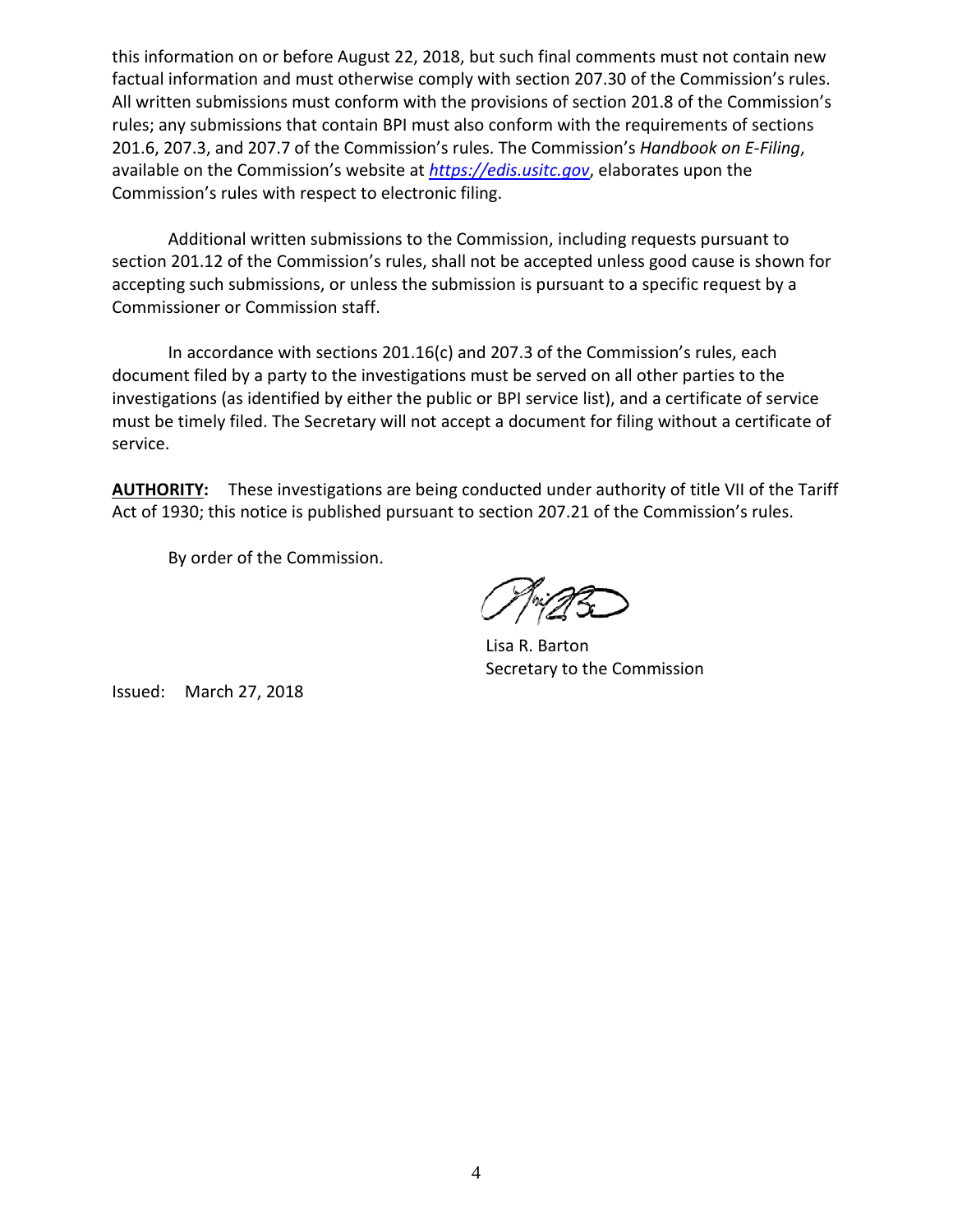this information on or before August 22, 2018, but such final comments must not contain new factual information and must otherwise comply with section 207.30 of the Commission's rules. All written submissions must conform with the provisions of section 201.8 of the Commission's rules; any submissions that contain BPI must also conform with the requirements of sections 201.6, 207.3, and 207.7 of the Commission's rules. The Commission's *Handbook on E-Filing*, available on the Commission's website at *https://edis.usitc.gov*, elaborates upon the Commission's rules with respect to electronic filing.

Additional written submissions to the Commission, including requests pursuant to section 201.12 of the Commission's rules, shall not be accepted unless good cause is shown for accepting such submissions, or unless the submission is pursuant to a specific request by a Commissioner or Commission staff.

In accordance with sections 201.16(c) and 207.3 of the Commission's rules, each document filed by a party to the investigations must be served on all other parties to the investigations (as identified by either the public or BPI service list), and a certificate of service must be timely filed. The Secretary will not accept a document for filing without a certificate of service.

**AUTHORITY:** These investigations are being conducted under authority of title VII of the Tariff Act of 1930; this notice is published pursuant to section 207.21 of the Commission's rules.

By order of the Commission.

Lisa R. Barton
Secretary to the Commission

Issued: March 27, 2018